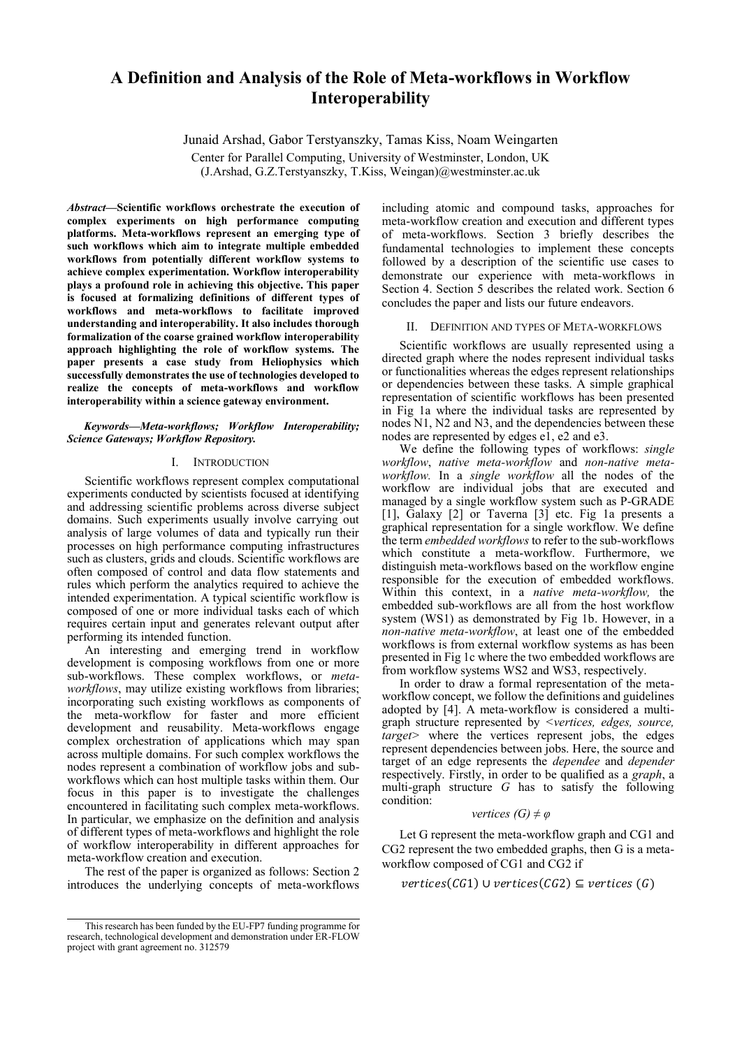# A Definition and Analysis of the Role of Meta-workflows in Workflow Interoperability

Junaid Arshad, Gabor Terstyanszky, Tamas Kiss, Noam Weingarten

Center for Parallel Computing, University of Westminster, London, UK

(J.Arshad, G.Z.Terstyanszky, T.Kiss, Weingan)@westminster.ac.uk

***Abstract*—Scientific workflows orchestrate the execution of complex experiments on high performance computing platforms. Meta-workflows represent an emerging type of such workflows which aim to integrate multiple embedded workflows from potentially different workflow systems to achieve complex experimentation. Workflow interoperability plays a profound role in achieving this objective. This paper is focused at formalizing definitions of different types of workflows and meta-workflows to facilitate improved understanding and interoperability. It also includes thorough formalization of the coarse grained workflow interoperability approach highlighting the role of workflow systems. The paper presents a case study from Heliophysics which successfully demonstrates the use of technologies developed to realize the concepts of meta-workflows and workflow interoperability within a science gateway environment.**

***Keywords—Meta-workflows; Workflow Interoperability; Science Gateways; Workflow Repository.***

## I. Introduction

Scientific workflows represent complex computational experiments conducted by scientists focused at identifying and addressing scientific problems across diverse subject domains. Such experiments usually involve carrying out analysis of large volumes of data and typically run their processes on high performance computing infrastructures such as clusters, grids and clouds. Scientific workflows are often composed of control and data flow statements and rules which perform the analytics required to achieve the intended experimentation. A typical scientific workflow is composed of one or more individual tasks each of which requires certain input and generates relevant output after performing its intended function.

An interesting and emerging trend in workflow development is composing workflows from one or more sub-workflows. These complex workflows, or *meta-workflows*, may utilize existing workflows from libraries; incorporating such existing workflows as components of the meta-workflow for faster and more efficient development and reusability. Meta-workflows engage complex orchestration of applications which may span across multiple domains. For such complex workflows the nodes represent a combination of workflow jobs and sub-workflows which can host multiple tasks within them. Our focus in this paper is to investigate the challenges encountered in facilitating such complex meta-workflows. In particular, we emphasize on the definition and analysis of different types of meta-workflows and highlight the role of workflow interoperability in different approaches for meta-workflow creation and execution.

The rest of the paper is organized as follows: Section 2 introduces the underlying concepts of meta-workflows including atomic and compound tasks, approaches for meta-workflow creation and execution and different types of meta-workflows. Section 3 briefly describes the fundamental technologies to implement these concepts followed by a description of the scientific use cases to demonstrate our experience with meta-workflows in Section 4. Section 5 describes the related work. Section 6 concludes the paper and lists our future endeavors.

## II. Definition and Types of Meta-workflows

Scientific workflows are usually represented using a directed graph where the nodes represent individual tasks or functionalities whereas the edges represent relationships or dependencies between these tasks. A simple graphical representation of scientific workflows has been presented in Fig 1a where the individual tasks are represented by nodes N1, N2 and N3, and the dependencies between these nodes are represented by edges e1, e2 and e3.

We define the following types of workflows: *single workflow*, *native meta-workflow* and *non-native meta-workflow.* In a *single workflow* all the nodes of the workflow are individual jobs that are executed and managed by a single workflow system such as P-GRADE [1], Galaxy [2] or Taverna [3] etc. Fig 1a presents a graphical representation for a single workflow. We define the term *embedded workflows* to refer to the sub-workflows which constitute a meta-workflow. Furthermore, we distinguish meta-workflows based on the workflow engine responsible for the execution of embedded workflows. Within this context, in a *native meta-workflow,* the embedded sub-workflows are all from the host workflow system (WS1) as demonstrated by Fig 1b. However, in a *non-native meta-workflow*, at least one of the embedded workflows is from external workflow systems as has been presented in Fig 1c where the two embedded workflows are from workflow systems WS2 and WS3, respectively.

In order to draw a formal representation of the meta-workflow concept, we follow the definitions and guidelines adopted by [4]. A meta-workflow is considered a multi-graph structure represented by *<vertices, edges, source, target>* where the vertices represent jobs, the edges represent dependencies between jobs. Here, the source and target of an edge represents the *dependee* and *depender* respectively. Firstly, in order to be qualified as a *graph*, a multi-graph structure *G* has to satisfy the following condition:

$$vertices\ (G) \neq \varphi$$

Let G represent the meta-workflow graph and CG1 and CG2 represent the two embedded graphs, then G is a meta-workflow composed of CG1 and CG2 if

$$vertices(CG1) \cup vertices(CG2) \subseteq vertices\ (G)$$

This research has been funded by the EU-FP7 funding programme for research, technological development and demonstration under ER-FLOW project with grant agreement no. 312579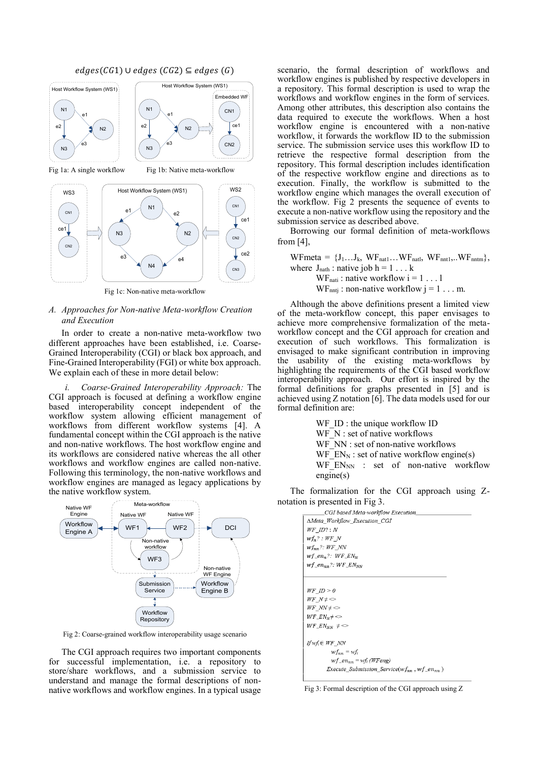$$edges(CG1) \cup edges\ (CG2) \subseteq edges\ (G)$$

Fig 1a: A single workflow

Fig 1b: Native meta-workflow

Fig 1c: Non-native meta-workflow

### A. *Approaches for Non-native Meta-workflow Creation and Execution*

In order to create a non-native meta-workflow two different approaches have been established, i.e. Coarse-Grained Interoperability (CGI) or black box approach, and Fine-Grained Interoperability (FGI) or white box approach. We explain each of these in more detail below:

*i. Coarse-Grained Interoperability Approach:* The CGI approach is focused at defining a workflow engine based interoperability concept independent of the workflow system allowing efficient management of workflows from different workflow systems [4]. A fundamental concept within the CGI approach is the native and non-native workflows. The host workflow engine and its workflows are considered native whereas the all other workflows and workflow engines are called non-native. Following this terminology, the non-native workflows and workflow engines are managed as legacy applications by the native workflow system.

Fig 2: Coarse-grained workflow interoperability usage scenario

The CGI approach requires two important components for successful implementation, i.e. a repository to store/share workflows, and a submission service to understand and manage the formal descriptions of non-native workflows and workflow engines. In a typical usage scenario, the formal description of workflows and workflow engines is published by respective developers in a repository. This formal description is used to wrap the workflows and workflow engines in the form of services. Among other attributes, this description also contains the data required to execute the workflows. When a host workflow engine is encountered with a non-native workflow, it forwards the workflow ID to the submission service. The submission service uses this workflow ID to retrieve the respective formal description from the repository. This formal description includes identification of the respective workflow engine and directions as to execution. Finally, the workflow is submitted to the workflow engine which manages the overall execution of the workflow. Fig 2 presents the sequence of events to execute a non-native workflow using the repository and the submission service as described above.

Borrowing our formal definition of meta-workflows from [4],

$WFmeta = \{J_1 \ldots J_k,\ WF_{nat1} \ldots WF_{natl},\ WF_{nnt1},..WF_{nntm}\}$,
where $J_{nath}$ : native job h = 1 . . . k
$WF_{nati}$ : native workflow i = 1 . . . l
$WF_{nntj}$ : non-native workflow j = 1 . . . m.

Although the above definitions present a limited view of the meta-workflow concept, this paper envisages to achieve more comprehensive formalization of the meta-workflow concept and the CGI approach for creation and execution of such workflows. This formalization is envisaged to make significant contribution in improving the usability of the existing meta-workflows by highlighting the requirements of the CGI based workflow interoperability approach. Our effort is inspired by the formal definitions for graphs presented in [5] and is achieved using Z notation [6]. The data models used for our formal definition are:

WF_ID : the unique workflow ID
WF_N : set of native workflows
WF_NN : set of non-native workflows
$WF\_EN_N$ : set of native workflow engine(s)
$WF\_EN_{NN}$ : set of non-native workflow engine(s)

The formalization for the CGI approach using Z-notation is presented in Fig 3.

```
_______CGI based Meta-workflow Execution_______
ΔMeta_Workflow_Execution_CGI
WF_ID? : N
wf_n? : WF_N
wf_nn?: WF_NN
wf_en_n?:  WF_EN_N
wf_en_nn?: WF_EN_NN
_____________________________________________

WF_ID > 0
WF_N ≠ <>
WF_NN ≠ <>
WF_EN_N ≠ <>
WF_EN_NN ≠ <>

If wf_i ∈ WF_NN
      wf_nn = wf_i
      wf_en_nn = wf_i (WFeng)
   Execute_Submission_Service(wf_nn , wf_en_nn )
```

Fig 3: Formal description of the CGI approach using Z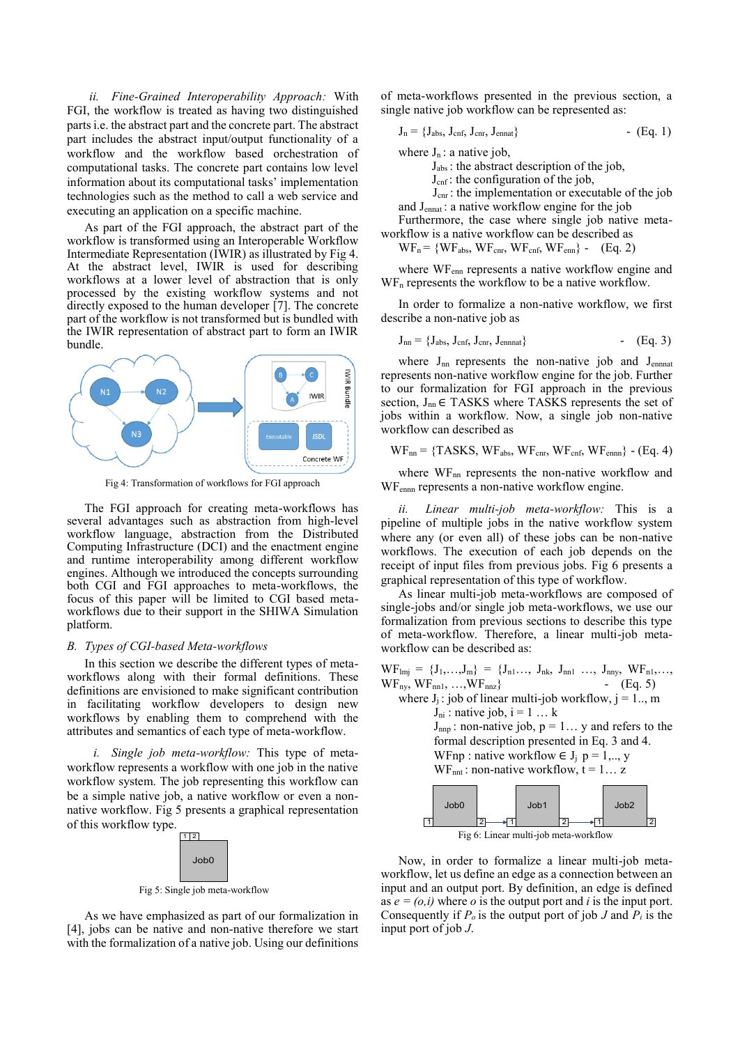*ii. Fine-Grained Interoperability Approach:* With FGI, the workflow is treated as having two distinguished parts i.e. the abstract part and the concrete part. The abstract part includes the abstract input/output functionality of a workflow and the workflow based orchestration of computational tasks. The concrete part contains low level information about its computational tasks' implementation technologies such as the method to call a web service and executing an application on a specific machine.

As part of the FGI approach, the abstract part of the workflow is transformed using an Interoperable Workflow Intermediate Representation (IWIR) as illustrated by Fig 4. At the abstract level, IWIR is used for describing workflows at a lower level of abstraction that is only processed by the existing workflow systems and not directly exposed to the human developer [7]. The concrete part of the workflow is not transformed but is bundled with the IWIR representation of abstract part to form an IWIR bundle.

Fig 4: Transformation of workflows for FGI approach

The FGI approach for creating meta-workflows has several advantages such as abstraction from high-level workflow language, abstraction from the Distributed Computing Infrastructure (DCI) and the enactment engine and runtime interoperability among different workflow engines. Although we introduced the concepts surrounding both CGI and FGI approaches to meta-workflows, the focus of this paper will be limited to CGI based meta-workflows due to their support in the SHIWA Simulation platform.

## B. Types of CGI-based Meta-workflows

In this section we describe the different types of meta-workflows along with their formal definitions. These definitions are envisioned to make significant contribution in facilitating workflow developers to design new workflows by enabling them to comprehend with the attributes and semantics of each type of meta-workflow.

*i. Single job meta-workflow:* This type of meta-workflow represents a workflow with one job in the native workflow system. The job representing this workflow can be a simple native job, a native workflow or even a non-native workflow. Fig 5 presents a graphical representation of this workflow type.

Fig 5: Single job meta-workflow

As we have emphasized as part of our formalization in [4], jobs can be native and non-native therefore we start with the formalization of a native job. Using our definitions of meta-workflows presented in the previous section, a single native job workflow can be represented as:

$$J_n = \{J_{abs}, J_{cnf}, J_{cnr}, J_{ennat}\} \quad \text{- (Eq. 1)}$$

where $J_n$ : a native job,
$J_{abs}$ : the abstract description of the job,
$J_{cnf}$ : the configuration of the job,
$J_{cnr}$ : the implementation or executable of the job
and $J_{ennat}$ : a native workflow engine for the job

Furthermore, the case where single job native meta-workflow is a native workflow can be described as

$$WF_n = \{WF_{abs}, WF_{cnr}, WF_{cnf}, WF_{enn}\} \quad \text{- (Eq. 2)}$$

where $WF_{enn}$ represents a native workflow engine and $WF_n$ represents the workflow to be a native workflow.

In order to formalize a non-native workflow, we first describe a non-native job as

$$J_{nn} = \{J_{abs}, J_{cnf}, J_{cnr}, J_{ennnat}\} \quad \text{- (Eq. 3)}$$

where $J_{nn}$ represents the non-native job and $J_{ennnat}$ represents non-native workflow engine for the job. Further to our formalization for FGI approach in the previous section, $J_{nn} \in$ TASKS where TASKS represents the set of jobs within a workflow. Now, a single job non-native workflow can described as

$$WF_{nn} = \{TASKS, WF_{abs}, WF_{cnr}, WF_{cnf}, WF_{ennn}\} \quad \text{- (Eq. 4)}$$

where $WF_{nn}$ represents the non-native workflow and $WF_{ennn}$ represents a non-native workflow engine.

*ii. Linear multi-job meta-workflow:* This is a pipeline of multiple jobs in the native workflow system where any (or even all) of these jobs can be non-native workflows. The execution of each job depends on the receipt of input files from previous jobs. Fig 6 presents a graphical representation of this type of workflow.

As linear multi-job meta-workflows are composed of single-jobs and/or single job meta-workflows, we use our formalization from previous sections to describe this type of meta-workflow. Therefore, a linear multi-job meta-workflow can be described as:

$$WF_{lmj} = \{J_1,\ldots,J_m\} = \{J_{n1}\ldots, J_{nk}, J_{nn1} \ldots, J_{nny}, WF_{n1},\ldots, WF_{ny}, WF_{nn1}, \ldots, WF_{nnz}\} \quad \text{- (Eq. 5)}$$

where $J_j$ : job of linear multi-job workflow, $j = 1.., m$
$J_{ni}$ : native job, $i = 1 \ldots k$
$J_{nnp}$ : non-native job, $p = 1\ldots y$ and refers to the formal description presented in Eq. 3 and 4.
$WFnp$ : native workflow $\in J_j$ $p = 1,.., y$
$WF_{nnt}$ : non-native workflow, $t = 1\ldots z$

Fig 6: Linear multi-job meta-workflow

Now, in order to formalize a linear multi-job meta-workflow, let us define an edge as a connection between an input and an output port. By definition, an edge is defined as $e = (o,i)$ where $o$ is the output port and $i$ is the input port. Consequently if $P_o$ is the output port of job $J$ and $P_i$ is the input port of job $J$.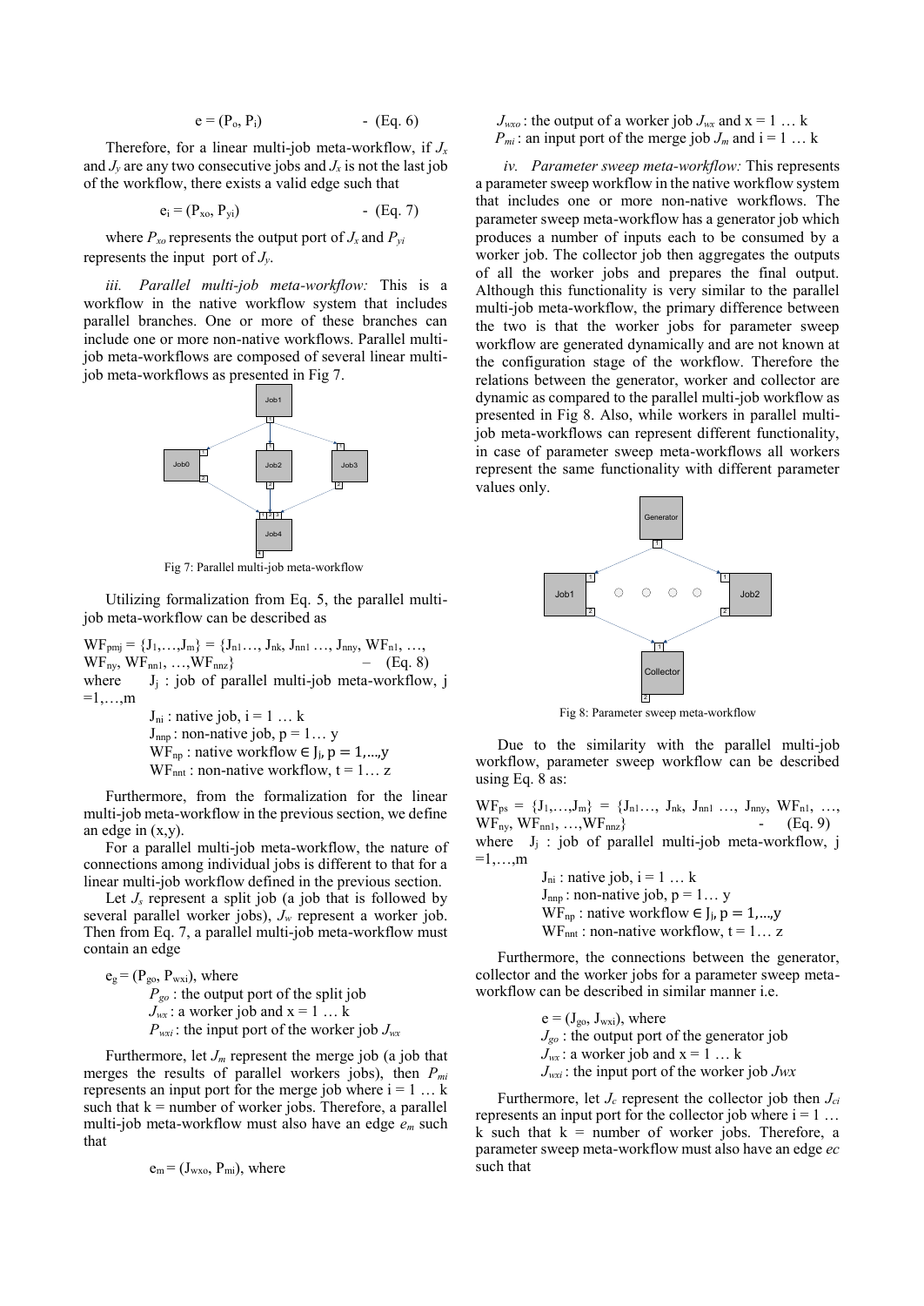$$e = (P_o, P_i) \qquad \text{- (Eq. 6)}$$

Therefore, for a linear multi-job meta-workflow, if $J_x$ and $J_y$ are any two consecutive jobs and $J_x$ is not the last job of the workflow, there exists a valid edge such that

$$e_i = (P_{xo}, P_{yi}) \qquad \text{- (Eq. 7)}$$

where $P_{xo}$ represents the output port of $J_x$ and $P_{yi}$ represents the input port of $J_y$.

*iii. Parallel multi-job meta-workflow:* This is a workflow in the native workflow system that includes parallel branches. One or more of these branches can include one or more non-native workflows. Parallel multi-job meta-workflows are composed of several linear multi-job meta-workflows as presented in Fig 7.

Fig 7: Parallel multi-job meta-workflow

Utilizing formalization from Eq. 5, the parallel multi-job meta-workflow can be described as

$$WF_{pmj} = \{J_1,\ldots,J_m\} = \{J_{n1}\ldots, J_{nk}, J_{nn1}\ldots, J_{nny}, WF_{n1}, \ldots, WF_{ny}, WF_{nn1}, \ldots, WF_{nnz}\} \qquad \text{– (Eq. 8)}$$

where $J_j$ : job of parallel multi-job meta-workflow, $j = 1,\ldots,m$

$J_{ni}$ : native job, $i = 1 \ldots k$

$J_{nnp}$ : non-native job, $p = 1\ldots y$

$WF_{np}$ : native workflow $\in J_j$, $p = 1,\ldots,y$

$WF_{nnt}$ : non-native workflow, $t = 1\ldots z$

Furthermore, from the formalization for the linear multi-job meta-workflow in the previous section, we define an edge in (x,y).

For a parallel multi-job meta-workflow, the nature of connections among individual jobs is different to that for a linear multi-job workflow defined in the previous section.

Let $J_s$ represent a split job (a job that is followed by several parallel worker jobs), $J_w$ represent a worker job. Then from Eq. 7, a parallel multi-job meta-workflow must contain an edge

$e_g = (P_{go}, P_{wxi})$, where

$P_{go}$ : the output port of the split job

$J_{wx}$ : a worker job and $x = 1 \ldots k$

$P_{wxi}$ : the input port of the worker job $J_{wx}$

Furthermore, let $J_m$ represent the merge job (a job that merges the results of parallel workers jobs), then $P_{mi}$ represents an input port for the merge job where $i = 1 \ldots k$ such that $k$ = number of worker jobs. Therefore, a parallel multi-job meta-workflow must also have an edge $e_m$ such that

$e_m = (J_{wxo}, P_{mi})$, where

$J_{wxo}$ : the output of a worker job $J_{wx}$ and $x = 1 \ldots k$

$P_{mi}$ : an input port of the merge job $J_m$ and $i = 1 \ldots k$

*iv. Parameter sweep meta-workflow:* This represents a parameter sweep workflow in the native workflow system that includes one or more non-native workflows. The parameter sweep meta-workflow has a generator job which produces a number of inputs each to be consumed by a worker job. The collector job then aggregates the outputs of all the worker jobs and prepares the final output. Although this functionality is very similar to the parallel multi-job meta-workflow, the primary difference between the two is that the worker jobs for parameter sweep workflow are generated dynamically and are not known at the configuration stage of the workflow. Therefore the relations between the generator, worker and collector are dynamic as compared to the parallel multi-job workflow as presented in Fig 8. Also, while workers in parallel multi-job meta-workflows can represent different functionality, in case of parameter sweep meta-workflows all workers represent the same functionality with different parameter values only.

Fig 8: Parameter sweep meta-workflow

Due to the similarity with the parallel multi-job workflow, parameter sweep workflow can be described using Eq. 8 as:

$$WF_{ps} = \{J_1,\ldots,J_m\} = \{J_{n1}\ldots, J_{nk}, J_{nn1}\ldots, J_{nny}, WF_{n1}, \ldots, WF_{ny}, WF_{nn1}, \ldots, WF_{nnz}\} \qquad \text{- (Eq. 9)}$$

where $J_j$ : job of parallel multi-job meta-workflow, $j = 1,\ldots,m$

$J_{ni}$ : native job, $i = 1 \ldots k$

$J_{nnp}$ : non-native job, $p = 1\ldots y$

$WF_{np}$ : native workflow $\in J_j$, $p = 1,\ldots,y$

$WF_{nnt}$ : non-native workflow, $t = 1\ldots z$

Furthermore, the connections between the generator, collector and the worker jobs for a parameter sweep meta-workflow can be described in similar manner i.e.

$e = (J_{go}, J_{wxi})$, where

$J_{go}$ : the output port of the generator job

$J_{wx}$ : a worker job and $x = 1 \ldots k$

$J_{wxi}$ : the input port of the worker job $Jwx$

Furthermore, let $J_c$ represent the collector job then $J_{ci}$ represents an input port for the collector job where $i = 1 \ldots k$ such that $k$ = number of worker jobs. Therefore, a parameter sweep meta-workflow must also have an edge *ec* such that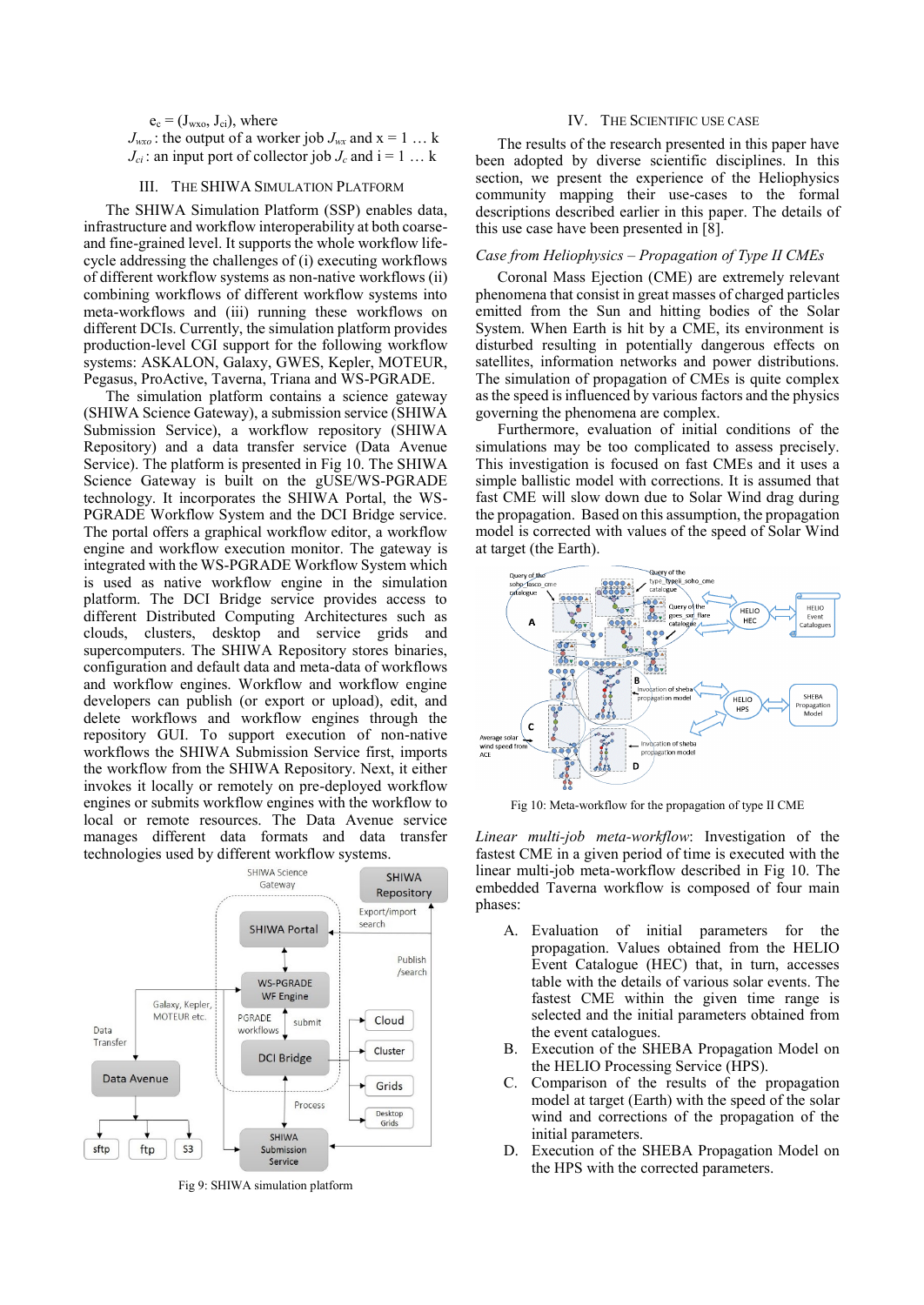$e_c = (J_{wxo}, J_{ci})$, where
$J_{wxo}$ : the output of a worker job $J_{wx}$ and x = 1 … k
$J_{ci}$ : an input port of collector job $J_c$ and i = 1 … k

## III. The SHIWA Simulation Platform

The SHIWA Simulation Platform (SSP) enables data, infrastructure and workflow interoperability at both coarse- and fine-grained level. It supports the whole workflow life-cycle addressing the challenges of (i) executing workflows of different workflow systems as non-native workflows (ii) combining workflows of different workflow systems into meta-workflows and (iii) running these workflows on different DCIs. Currently, the simulation platform provides production-level CGI support for the following workflow systems: ASKALON, Galaxy, GWES, Kepler, MOTEUR, Pegasus, ProActive, Taverna, Triana and WS-PGRADE.

The simulation platform contains a science gateway (SHIWA Science Gateway), a submission service (SHIWA Submission Service), a workflow repository (SHIWA Repository) and a data transfer service (Data Avenue Service). The platform is presented in Fig 10. The SHIWA Science Gateway is built on the gUSE/WS-PGRADE technology. It incorporates the SHIWA Portal, the WS-PGRADE Workflow System and the DCI Bridge service. The portal offers a graphical workflow editor, a workflow engine and workflow execution monitor. The gateway is integrated with the WS-PGRADE Workflow System which is used as native workflow engine in the simulation platform. The DCI Bridge service provides access to different Distributed Computing Architectures such as clouds, clusters, desktop and service grids and supercomputers. The SHIWA Repository stores binaries, configuration and default data and meta-data of workflows and workflow engines. Workflow and workflow engine developers can publish (or export or upload), edit, and delete workflows and workflow engines through the repository GUI. To support execution of non-native workflows the SHIWA Submission Service first, imports the workflow from the SHIWA Repository. Next, it either invokes it locally or remotely on pre-deployed workflow engines or submits workflow engines with the workflow to local or remote resources. The Data Avenue service manages different data formats and data transfer technologies used by different workflow systems.

Fig 9: SHIWA simulation platform

## IV. The Scientific Use Case

The results of the research presented in this paper have been adopted by diverse scientific disciplines. In this section, we present the experience of the Heliophysics community mapping their use-cases to the formal descriptions described earlier in this paper. The details of this use case have been presented in [8].

### *Case from Heliophysics – Propagation of Type II CMEs*

Coronal Mass Ejection (CME) are extremely relevant phenomena that consist in great masses of charged particles emitted from the Sun and hitting bodies of the Solar System. When Earth is hit by a CME, its environment is disturbed resulting in potentially dangerous effects on satellites, information networks and power distributions. The simulation of propagation of CMEs is quite complex as the speed is influenced by various factors and the physics governing the phenomena are complex.

Furthermore, evaluation of initial conditions of the simulations may be too complicated to assess precisely. This investigation is focused on fast CMEs and it uses a simple ballistic model with corrections. It is assumed that fast CME will slow down due to Solar Wind drag during the propagation. Based on this assumption, the propagation model is corrected with values of the speed of Solar Wind at target (the Earth).

Fig 10: Meta-workflow for the propagation of type II CME

*Linear multi-job meta-workflow*: Investigation of the fastest CME in a given period of time is executed with the linear multi-job meta-workflow described in Fig 10. The embedded Taverna workflow is composed of four main phases:

A. Evaluation of initial parameters for the propagation. Values obtained from the HELIO Event Catalogue (HEC) that, in turn, accesses table with the details of various solar events. The fastest CME within the given time range is selected and the initial parameters obtained from the event catalogues.
B. Execution of the SHEBA Propagation Model on the HELIO Processing Service (HPS).
C. Comparison of the results of the propagation model at target (Earth) with the speed of the solar wind and corrections of the propagation of the initial parameters.
D. Execution of the SHEBA Propagation Model on the HPS with the corrected parameters.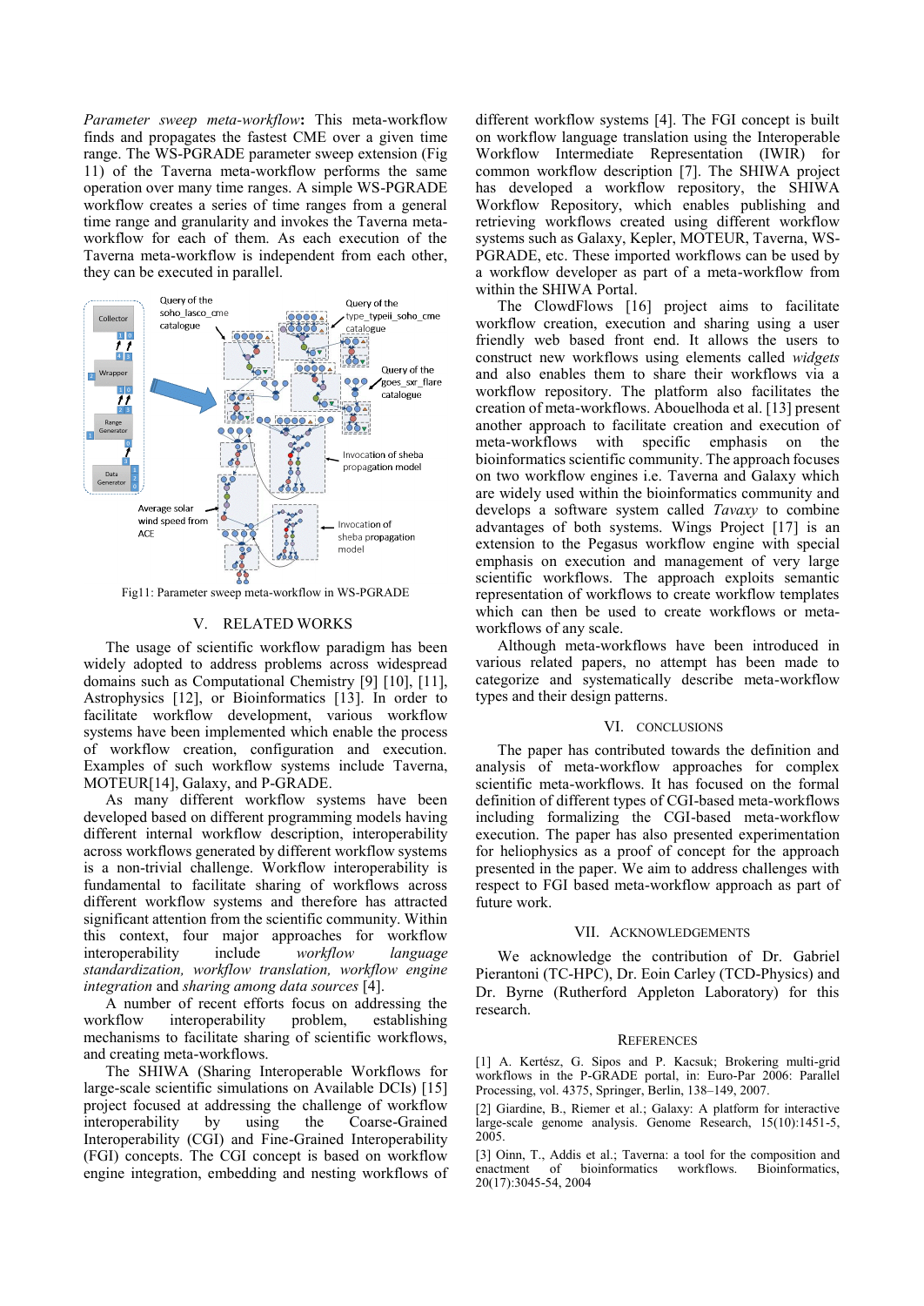*Parameter sweep meta-workflow*: This meta-workflow finds and propagates the fastest CME over a given time range. The WS-PGRADE parameter sweep extension (Fig 11) of the Taverna meta-workflow performs the same operation over many time ranges. A simple WS-PGRADE workflow creates a series of time ranges from a general time range and granularity and invokes the Taverna meta-workflow for each of them. As each execution of the Taverna meta-workflow is independent from each other, they can be executed in parallel.

Fig11: Parameter sweep meta-workflow in WS-PGRADE

## V. RELATED WORKS

The usage of scientific workflow paradigm has been widely adopted to address problems across widespread domains such as Computational Chemistry [9] [10], [11], Astrophysics [12], or Bioinformatics [13]. In order to facilitate workflow development, various workflow systems have been implemented which enable the process of workflow creation, configuration and execution. Examples of such workflow systems include Taverna, MOTEUR[14], Galaxy, and P-GRADE.

As many different workflow systems have been developed based on different programming models having different internal workflow description, interoperability across workflows generated by different workflow systems is a non-trivial challenge. Workflow interoperability is fundamental to facilitate sharing of workflows across different workflow systems and therefore has attracted significant attention from the scientific community. Within this context, four major approaches for workflow interoperability include *workflow language standardization, workflow translation, workflow engine integration* and *sharing among data sources* [4].

A number of recent efforts focus on addressing the workflow interoperability problem, establishing mechanisms to facilitate sharing of scientific workflows, and creating meta-workflows.

The SHIWA (Sharing Interoperable Workflows for large-scale scientific simulations on Available DCIs) [15] project focused at addressing the challenge of workflow interoperability by using the Coarse-Grained Interoperability (CGI) and Fine-Grained Interoperability (FGI) concepts. The CGI concept is based on workflow engine integration, embedding and nesting workflows of different workflow systems [4]. The FGI concept is built on workflow language translation using the Interoperable Workflow Intermediate Representation (IWIR) for common workflow description [7]. The SHIWA project has developed a workflow repository, the SHIWA Workflow Repository, which enables publishing and retrieving workflows created using different workflow systems such as Galaxy, Kepler, MOTEUR, Taverna, WS-PGRADE, etc. These imported workflows can be used by a workflow developer as part of a meta-workflow from within the SHIWA Portal.

The ClowdFlows [16] project aims to facilitate workflow creation, execution and sharing using a user friendly web based front end. It allows the users to construct new workflows using elements called *widgets* and also enables them to share their workflows via a workflow repository. The platform also facilitates the creation of meta-workflows. Abouelhoda et al. [13] present another approach to facilitate creation and execution of meta-workflows with specific emphasis on the bioinformatics scientific community. The approach focuses on two workflow engines i.e. Taverna and Galaxy which are widely used within the bioinformatics community and develops a software system called *Tavaxy* to combine advantages of both systems. Wings Project [17] is an extension to the Pegasus workflow engine with special emphasis on execution and management of very large scientific workflows. The approach exploits semantic representation of workflows to create workflow templates which can then be used to create workflows or meta-workflows of any scale.

Although meta-workflows have been introduced in various related papers, no attempt has been made to categorize and systematically describe meta-workflow types and their design patterns.

## VI. CONCLUSIONS

The paper has contributed towards the definition and analysis of meta-workflow approaches for complex scientific meta-workflows. It has focused on the formal definition of different types of CGI-based meta-workflows including formalizing the CGI-based meta-workflow execution. The paper has also presented experimentation for heliophysics as a proof of concept for the approach presented in the paper. We aim to address challenges with respect to FGI based meta-workflow approach as part of future work.

## VII. ACKNOWLEDGEMENTS

We acknowledge the contribution of Dr. Gabriel Pierantoni (TC-HPC), Dr. Eoin Carley (TCD-Physics) and Dr. Byrne (Rutherford Appleton Laboratory) for this research.

## REFERENCES

[1] A. Kertész, G. Sipos and P. Kacsuk; Brokering multi-grid workflows in the P-GRADE portal, in: Euro-Par 2006: Parallel Processing, vol. 4375, Springer, Berlin, 138–149, 2007.

[2] Giardine, B., Riemer et al.; Galaxy: A platform for interactive large-scale genome analysis. Genome Research, 15(10):1451-5, 2005.

[3] Oinn, T., Addis et al.; Taverna: a tool for the composition and enactment of bioinformatics workflows. Bioinformatics, 20(17):3045-54, 2004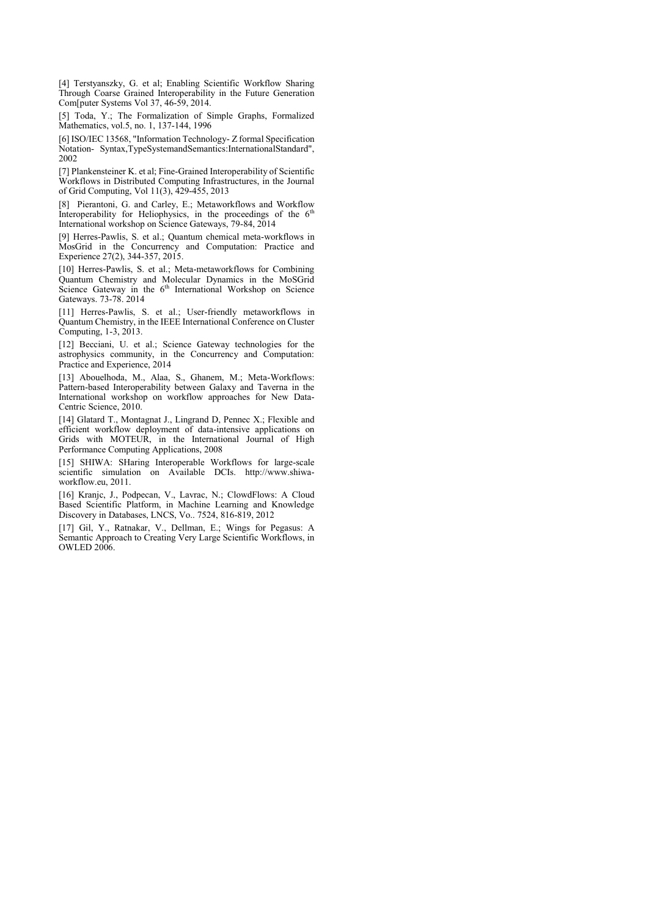[4] Terstyanszky, G. et al; Enabling Scientific Workflow Sharing Through Coarse Grained Interoperability in the Future Generation Com[puter Systems Vol 37, 46-59, 2014.

[5] Toda, Y.; The Formalization of Simple Graphs, Formalized Mathematics, vol.5, no. 1, 137-144, 1996

[6] ISO/IEC 13568, "Information Technology- Z formal Specification Notation- Syntax,TypeSystemandSemantics:InternationalStandard", 2002

[7] Plankensteiner K. et al; Fine-Grained Interoperability of Scientific Workflows in Distributed Computing Infrastructures, in the Journal of Grid Computing, Vol 11(3), 429-455, 2013

[8] Pierantoni, G. and Carley, E.; Metaworkflows and Workflow Interoperability for Heliophysics, in the proceedings of the 6th International workshop on Science Gateways, 79-84, 2014

[9] Herres-Pawlis, S. et al.; Quantum chemical meta-workflows in MosGrid in the Concurrency and Computation: Practice and Experience 27(2), 344-357, 2015.

[10] Herres-Pawlis, S. et al.; Meta-metaworkflows for Combining Quantum Chemistry and Molecular Dynamics in the MoSGrid Science Gateway in the 6th International Workshop on Science Gateways. 73-78. 2014

[11] Herres-Pawlis, S. et al.; User-friendly metaworkflows in Quantum Chemistry, in the IEEE International Conference on Cluster Computing, 1-3, 2013.

[12] Becciani, U. et al.; Science Gateway technologies for the astrophysics community, in the Concurrency and Computation: Practice and Experience, 2014

[13] Abouelhoda, M., Alaa, S., Ghanem, M.; Meta-Workflows: Pattern-based Interoperability between Galaxy and Taverna in the International workshop on workflow approaches for New Data-Centric Science, 2010.

[14] Glatard T., Montagnat J., Lingrand D, Pennec X.; Flexible and efficient workflow deployment of data-intensive applications on Grids with MOTEUR, in the International Journal of High Performance Computing Applications, 2008

[15] SHIWA: SHaring Interoperable Workflows for large-scale scientific simulation on Available DCIs. http://www.shiwa-workflow.eu, 2011.

[16] Kranjc, J., Podpecan, V., Lavrac, N.; ClowdFlows: A Cloud Based Scientific Platform, in Machine Learning and Knowledge Discovery in Databases, LNCS, Vo.. 7524, 816-819, 2012

[17] Gil, Y., Ratnakar, V., Dellman, E.; Wings for Pegasus: A Semantic Approach to Creating Very Large Scientific Workflows, in OWLED 2006.